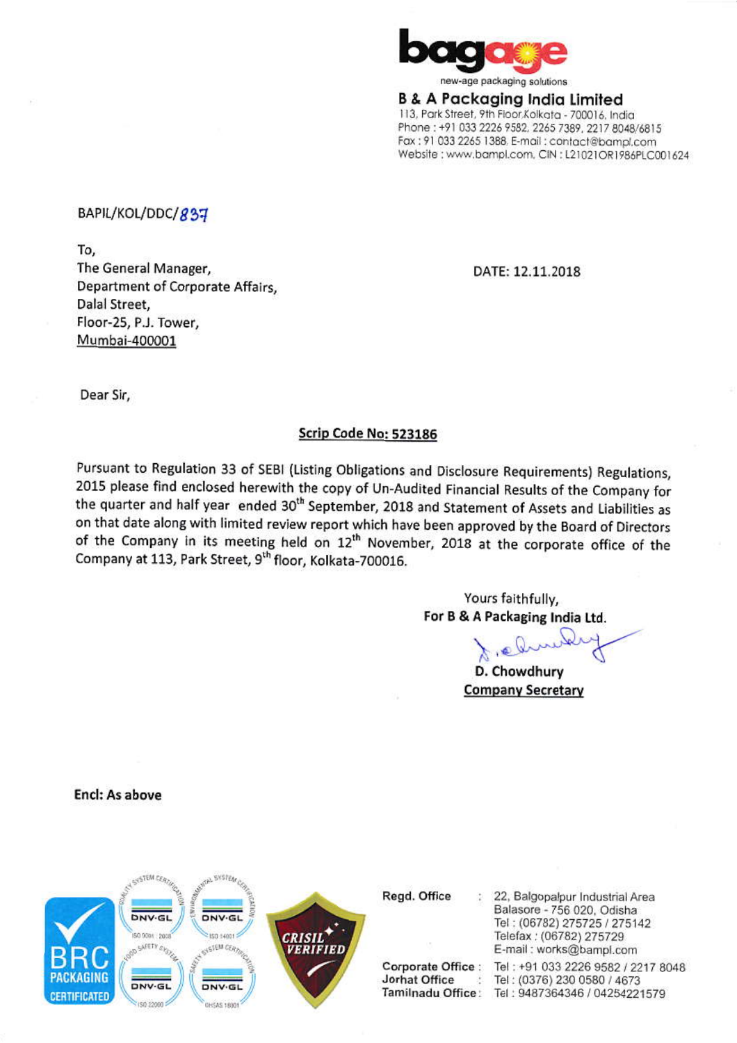**B & A Packaging India Limited**
113, Park Street, 9th Floor,Kolkata - 700016, India
Phone : +91 033 2226 9582, 2265 7389, 2217 8048/6815
Fax : 91 033 2265 1388, E-mail : contact@bampl.com
Website : www.bampl.com, CIN : L21021OR1986PLC001624

BAPIL/KOL/DDC/837

DATE: 12.11.2018

To,
The General Manager,
Department of Corporate Affairs,
Dalal Street,
Floor-25, P.J. Tower,
Mumbai-400001

Dear Sir,

**Scrip Code No: 523186**

Pursuant to Regulation 33 of SEBI (Listing Obligations and Disclosure Requirements) Regulations, 2015 please find enclosed herewith the copy of Un-Audited Financial Results of the Company for the quarter and half year ended 30th September, 2018 and Statement of Assets and Liabilities as on that date along with limited review report which have been approved by the Board of Directors of the Company in its meeting held on 12th November, 2018 at the corporate office of the Company at 113, Park Street, 9th floor, Kolkata-700016.

Yours faithfully,
**For B & A Packaging India Ltd.**

D. Chowdhury
**Company Secretary**

**Encl: As above**

Regd. Office : 22, Balgopalpur Industrial Area, Balasore - 756 020, Odisha, Tel : (06782) 275725 / 275142, Telefax : (06782) 275729, E-mail : works@bampl.com
Corporate Office : Tel : +91 033 2226 9582 / 2217 8048
Jorhat Office : Tel : (0376) 230 0580 / 4673
Tamilnadu Office : Tel : 9487364346 / 04254221579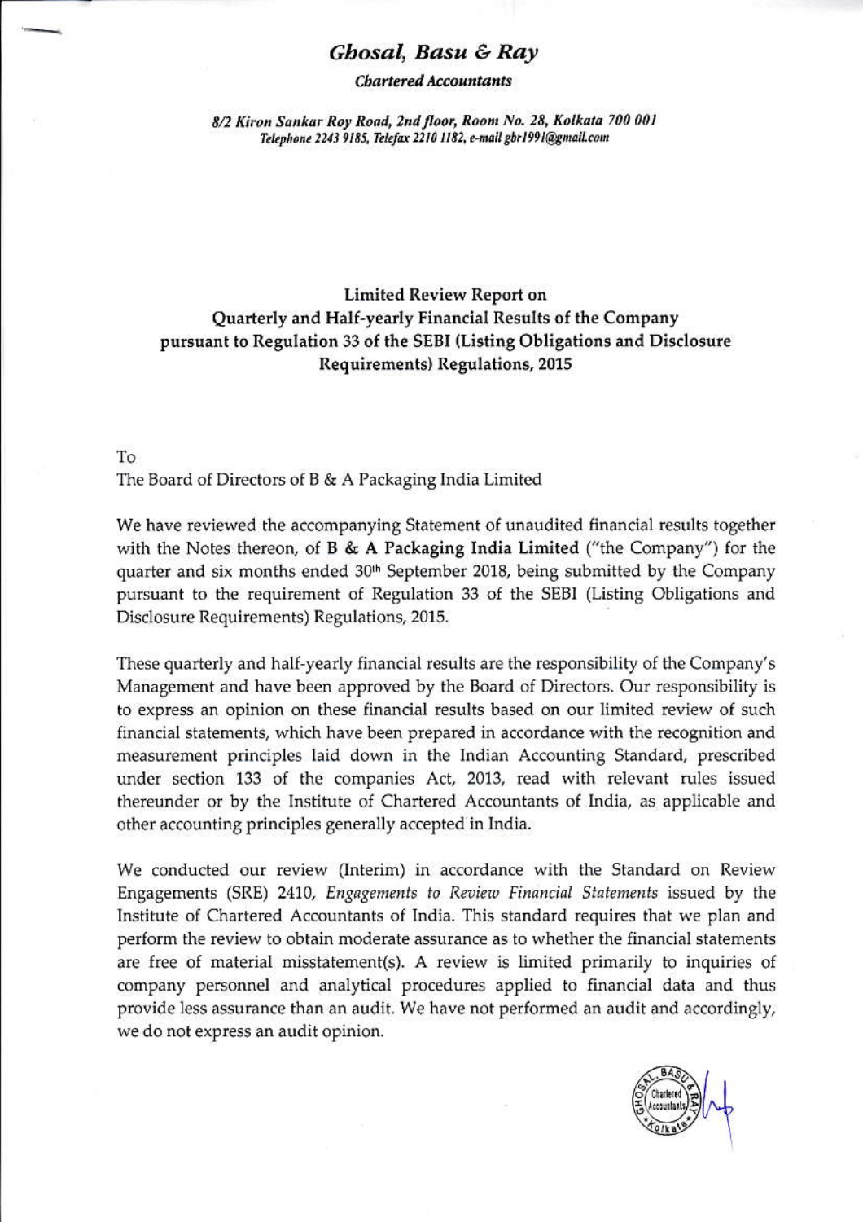# *Ghosal, Basu & Ray*

*Chartered Accountants*

*8/2 Kiron Sankar Roy Road, 2nd floor, Room No. 28, Kolkata 700 001*
*Telephone 2243 9185, Telefax 2210 1182, e-mail gbr1991@gmail.com*

## Limited Review Report on Quarterly and Half-yearly Financial Results of the Company pursuant to Regulation 33 of the SEBI (Listing Obligations and Disclosure Requirements) Regulations, 2015

To
The Board of Directors of B & A Packaging India Limited

We have reviewed the accompanying Statement of unaudited financial results together with the Notes thereon, of **B & A Packaging India Limited** ("the Company") for the quarter and six months ended 30th September 2018, being submitted by the Company pursuant to the requirement of Regulation 33 of the SEBI (Listing Obligations and Disclosure Requirements) Regulations, 2015.

These quarterly and half-yearly financial results are the responsibility of the Company's Management and have been approved by the Board of Directors. Our responsibility is to express an opinion on these financial results based on our limited review of such financial statements, which have been prepared in accordance with the recognition and measurement principles laid down in the Indian Accounting Standard, prescribed under section 133 of the companies Act, 2013, read with relevant rules issued thereunder or by the Institute of Chartered Accountants of India, as applicable and other accounting principles generally accepted in India.

We conducted our review (Interim) in accordance with the Standard on Review Engagements (SRE) 2410, *Engagements to Review Financial Statements* issued by the Institute of Chartered Accountants of India. This standard requires that we plan and perform the review to obtain moderate assurance as to whether the financial statements are free of material misstatement(s). A review is limited primarily to inquiries of company personnel and analytical procedures applied to financial data and thus provide less assurance than an audit. We have not performed an audit and accordingly, we do not express an audit opinion.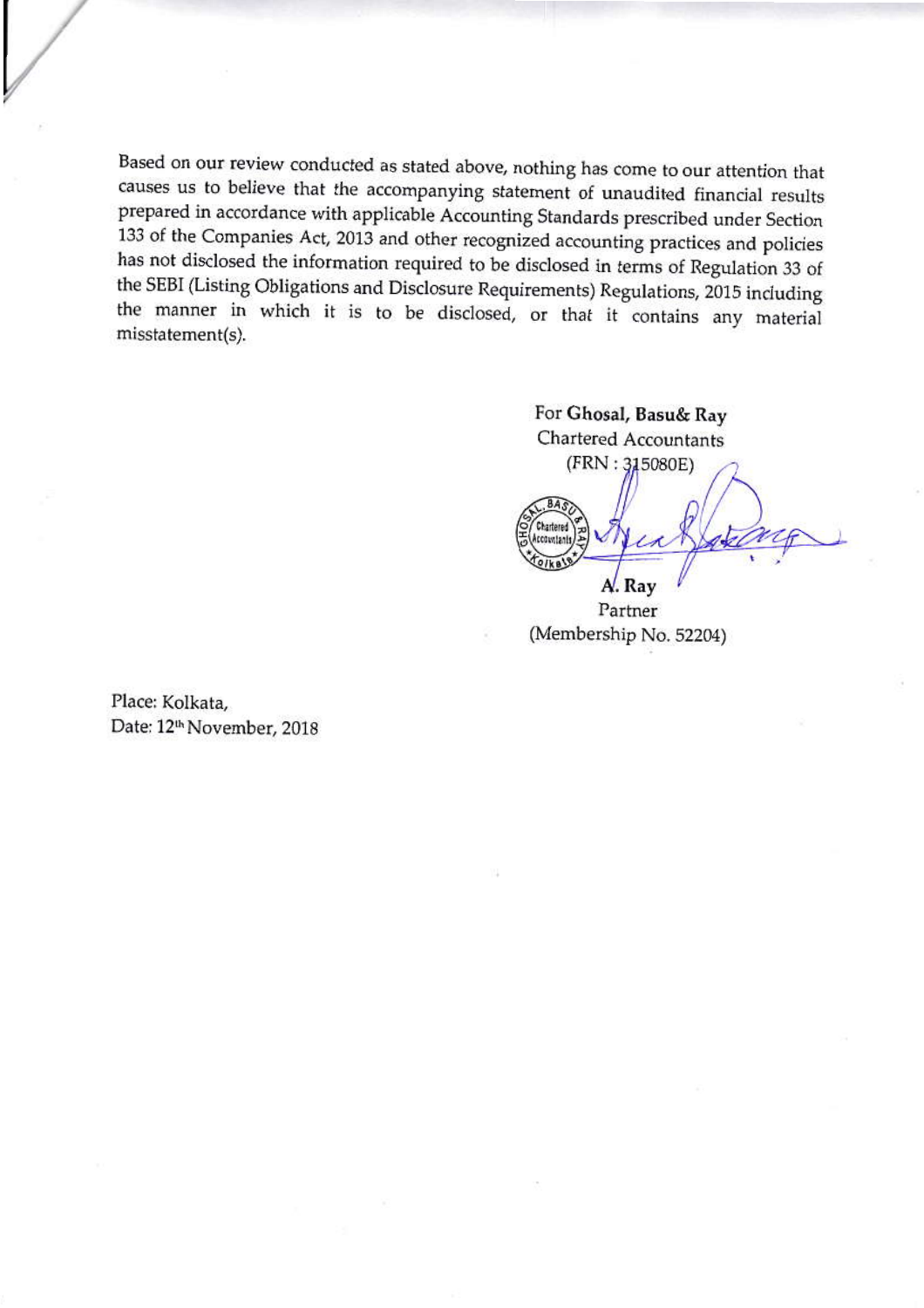Based on our review conducted as stated above, nothing has come to our attention that causes us to believe that the accompanying statement of unaudited financial results prepared in accordance with applicable Accounting Standards prescribed under Section 133 of the Companies Act, 2013 and other recognized accounting practices and policies has not disclosed the information required to be disclosed in terms of Regulation 33 of the SEBI (Listing Obligations and Disclosure Requirements) Regulations, 2015 including the manner in which it is to be disclosed, or that it contains any material misstatement(s).

For **Ghosal, Basu& Ray**
Chartered Accountants
(FRN : 315080E)

**A. Ray**
Partner
(Membership No. 52204)

Place: Kolkata,
Date: 12th November, 2018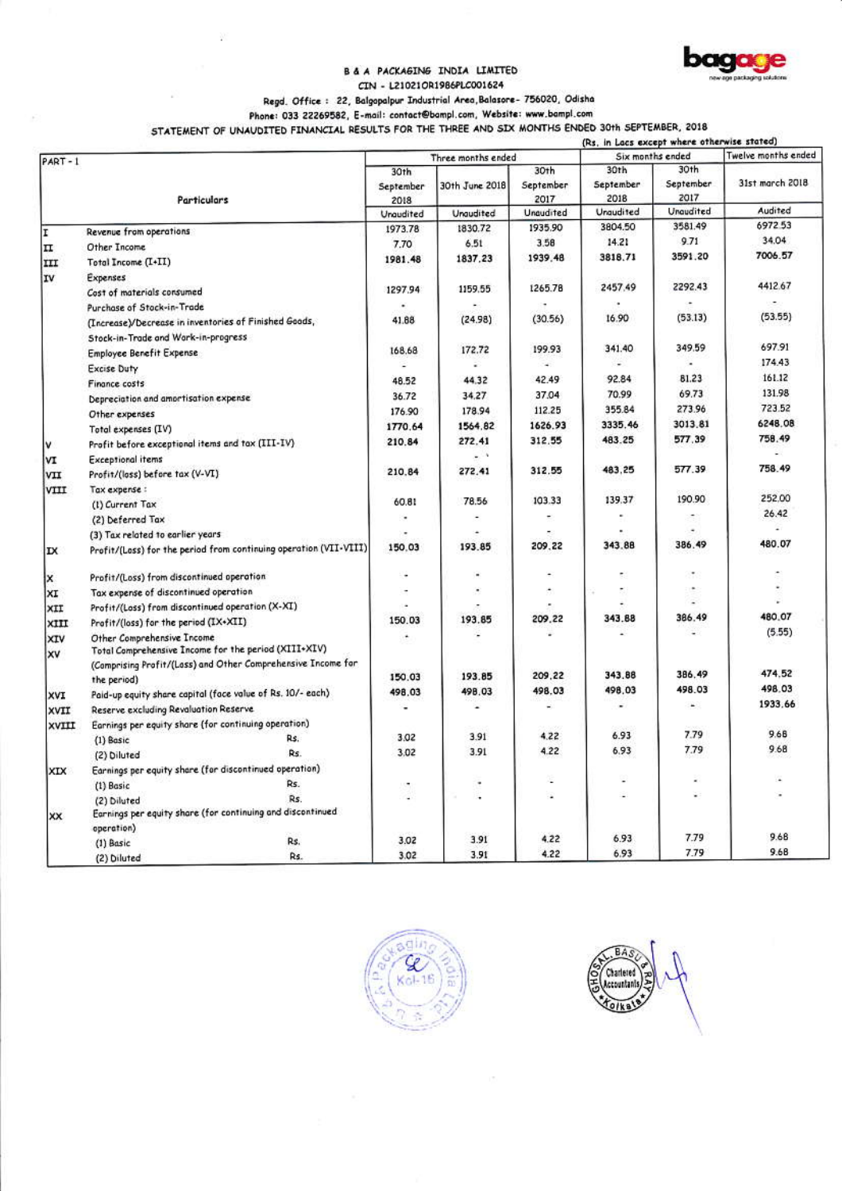# B & A PACKAGING INDIA LIMITED

CIN - L21021OR1986PLC001624

Regd. Office : 22, Balgopalpur Industrial Area, Balasore- 756020, Odisha

Phone: 033 22269582, E-mail: contact@bampl.com, Website: www.bampl.com

## STATEMENT OF UNAUDITED FINANCIAL RESULTS FOR THE THREE AND SIX MONTHS ENDED 30th SEPTEMBER, 2018

(Rs. in Lacs except where otherwise stated)

| PART - 1 | | Three months ended | | | Six months ended | | Twelve months ended |
|---|---|---|---|---|---|---|---|
| | Particulars | 30th September 2018 | 30th June 2018 | 30th September 2017 | 30th September 2018 | 30th September 2017 | 31st march 2018 |
| | | Unaudited | Unaudited | Unaudited | Unaudited | Unaudited | Audited |
| I | Revenue from operations | 1973.78 | 1830.72 | 1935.90 | 3804.50 | 3581.49 | 6972.53 |
| II | Other Income | 7.70 | 6.51 | 3.58 | 14.21 | 9.71 | 34.04 |
| III | Total Income (I+II) | 1981.48 | 1837.23 | 1939.48 | 3818.71 | 3591.20 | 7006.57 |
| IV | Expenses | | | | | | |
| | Cost of materials consumed | 1297.94 | 1159.55 | 1265.78 | 2457.49 | 2292.43 | 4412.67 |
| | Purchase of Stock-in-Trade | - | - | - | - | - | - |
| | (Increase)/Decrease in inventories of Finished Goods, Stock-in-Trade and Work-in-progress | 41.88 | (24.98) | (30.56) | 16.90 | (53.13) | (53.55) |
| | Employee Benefit Expense | 168.68 | 172.72 | 199.93 | 341.40 | 349.59 | 697.91 |
| | Excise Duty | - | - | - | - | - | 174.43 |
| | Finance costs | 48.52 | 44.32 | 42.49 | 92.84 | 81.23 | 161.12 |
| | Depreciation and amortisation expense | 36.72 | 34.27 | 37.04 | 70.99 | 69.73 | 131.98 |
| | Other expenses | 176.90 | 178.94 | 112.25 | 355.84 | 273.96 | 723.52 |
| | Total expenses (IV) | 1770.64 | 1564.82 | 1626.93 | 3335.46 | 3013.81 | 6248.08 |
| V | Profit before exceptional items and tax (III-IV) | 210.84 | 272.41 | 312.55 | 483.25 | 577.39 | 758.49 |
| VI | Exceptional items | | - | | | | - |
| VII | Profit/(loss) before tax (V-VI) | 210.84 | 272.41 | 312.55 | 483.25 | 577.39 | 758.49 |
| VIII | Tax expense : | | | | | | |
| | (1) Current Tax | 60.81 | 78.56 | 103.33 | 139.37 | 190.90 | 252.00 |
| | (2) Deferred Tax | - | - | - | - | - | 26.42 |
| | (3) Tax related to earlier years | - | - | - | - | - | - |
| IX | Profit/(Loss) for the period from continuing operation (VII-VIII) | 150.03 | 193.85 | 209.22 | 343.88 | 386.49 | 480.07 |
| X | Profit/(Loss) from discontinued operation | - | - | - | - | - | - |
| XI | Tax expense of discontinued operation | - | - | - | - | - | - |
| XII | Profit/(Loss) from discontinued operation (X-XI) | - | - | - | - | - | - |
| XIII | Profit/(loss) for the period (IX+XII) | 150.03 | 193.85 | 209.22 | 343.88 | 386.49 | 480.07 |
| XIV | Other Comprehensive Income | - | - | - | - | - | (5.55) |
| XV | Total Comprehensive Income for the period (XIII+XIV) (Comprising Profit/(Loss) and Other Comprehensive Income for the period) | 150.03 | 193.85 | 209.22 | 343.88 | 386.49 | 474.52 |
| XVI | Paid-up equity share capital (face value of Rs. 10/- each) | 498.03 | 498.03 | 498.03 | 498.03 | 498.03 | 498.03 |
| XVII | Reserve excluding Revaluation Reserve | - | - | - | - | - | 1933.66 |
| XVIII | Earnings per equity share (for continuing operation) | | | | | | |
| | (1) Basic Rs. | 3.02 | 3.91 | 4.22 | 6.93 | 7.79 | 9.68 |
| | (2) Diluted Rs. | 3.02 | 3.91 | 4.22 | 6.93 | 7.79 | 9.68 |
| XIX | Earnings per equity share (for discontinued operation) | | | | | | |
| | (1) Basic Rs. | - | - | - | - | - | - |
| | (2) Diluted Rs. | - | - | - | - | - | - |
| XX | Earnings per equity share (for continuing and discontinued operation) | | | | | | |
| | (1) Basic Rs. | 3.02 | 3.91 | 4.22 | 6.93 | 7.79 | 9.68 |
| | (2) Diluted Rs. | 3.02 | 3.91 | 4.22 | 6.93 | 7.79 | 9.68 |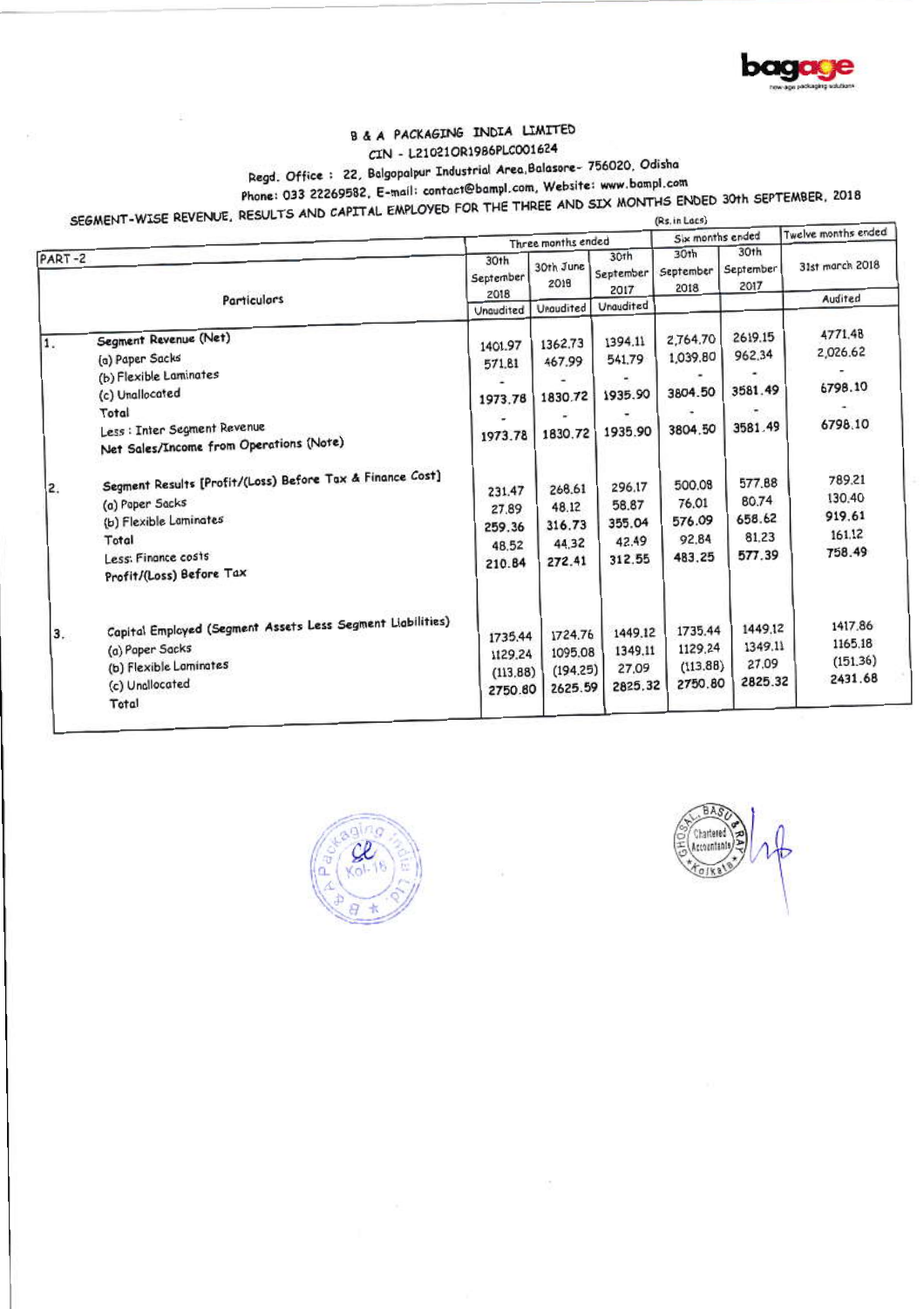# B & A PACKAGING INDIA LIMITED

CIN - L21021OR1986PLC001624

Regd. Office : 22, Balgopalpur Industrial Area,Balasore- 756020, Odisha

Phone: 033 22269582, E-mail: contact@bampl.com, Website: www.bampl.com

## SEGMENT-WISE REVENUE, RESULTS AND CAPITAL EMPLOYED FOR THE THREE AND SIX MONTHS ENDED 30th SEPTEMBER, 2018

(Rs. in Lacs)

| PART - 2 | | Three months ended | | | Six months ended | | Twelve months ended |
|---|---|---|---|---|---|---|---|
| | Particulars | 30th September 2018 | 30th June 2018 | 30th September 2017 | 30th September 2018 | 30th September 2017 | 31st march 2018 |
| | | Unaudited | Unaudited | Unaudited | | | Audited |
| 1. | **Segment Revenue (Net)** | | | | | | |
| | (a) Paper Sacks | 1401.97 | 1362.73 | 1394.11 | 2,764.70 | 2619.15 | 4771.48 |
| | (b) Flexible Laminates | 571.81 | 467.99 | 541.79 | 1,039.80 | 962.34 | 2,026.62 |
| | (c) Unallocated | - | - | - | - | - | - |
| | Total | 1973.78 | 1830.72 | 1935.90 | 3804.50 | 3581.49 | 6798.10 |
| | Less : Inter Segment Revenue | - | - | - | - | - | - |
| | **Net Sales/Income from Operations (Note)** | 1973.78 | 1830.72 | 1935.90 | 3804.50 | 3581.49 | 6798.10 |
| 2. | **Segment Results [Profit/(Loss) Before Tax & Finance Cost]** | | | | | | |
| | (a) Paper Sacks | 231.47 | 268.61 | 296.17 | 500.08 | 577.88 | 789.21 |
| | (b) Flexible Laminates | 27.89 | 48.12 | 58.87 | 76.01 | 80.74 | 130.40 |
| | Total | 259.36 | 316.73 | 355.04 | 576.09 | 658.62 | 919.61 |
| | Less: Finance costs | 48.52 | 44.32 | 42.49 | 92.84 | 81.23 | 161.12 |
| | **Profit/(Loss) Before Tax** | 210.84 | 272.41 | 312.55 | 483.25 | 577.39 | 758.49 |
| 3. | **Capital Employed (Segment Assets Less Segment Liabilities)** | | | | | | |
| | (a) Paper Sacks | 1735.44 | 1724.76 | 1449.12 | 1735.44 | 1449.12 | 1417.86 |
| | (b) Flexible Laminates | 1129.24 | 1095.08 | 1349.11 | 1129.24 | 1349.11 | 1165.18 |
| | (c) Unallocated | (113.88) | (194.25) | 27.09 | (113.88) | 27.09 | (151.36) |
| | Total | 2750.80 | 2625.59 | 2825.32 | 2750.80 | 2825.32 | 2431.68 |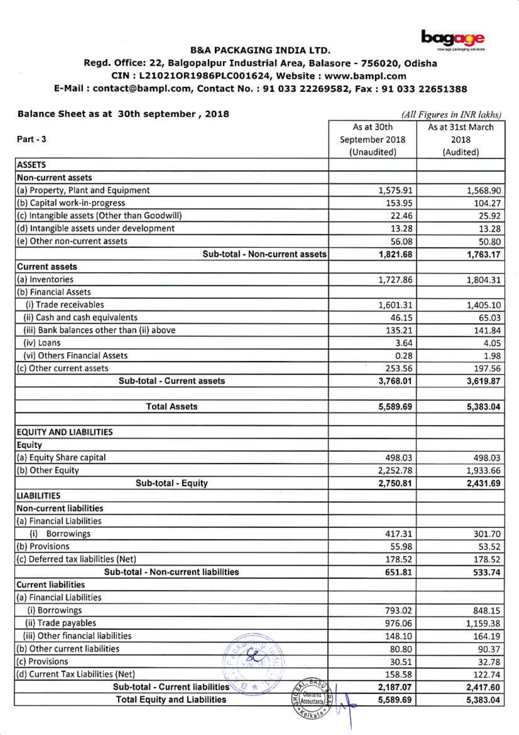# B&A PACKAGING INDIA LTD.

**Regd. Office: 22, Balgopalpur Industrial Area, Balasore - 756020, Odisha**

**CIN : L21021OR1986PLC001624, Website : www.bampl.com**

**E-Mail : contact@bampl.com, Contact No. : 91 033 22269582, Fax : 91 033 22651388**

**Balance Sheet as at 30th september , 2018**

*(All Figures in INR lakhs)*

| Part - 3 | As at 30th September 2018 (Unaudited) | As at 31st March 2018 (Audited) |
|---|---|---|
| **ASSETS** | | |
| **Non-current assets** | | |
| (a) Property, Plant and Equipment | 1,575.91 | 1,568.90 |
| (b) Capital work-in-progress | 153.95 | 104.27 |
| (c) Intangible assets (Other than Goodwill) | 22.46 | 25.92 |
| (d) Intangible assets under development | 13.28 | 13.28 |
| (e) Other non-current assets | 56.08 | 50.80 |
| **Sub-total - Non-current assets** | **1,821.68** | **1,763.17** |
| **Current assets** | | |
| (a) Inventories | 1,727.86 | 1,804.31 |
| (b) Financial Assets | | |
| (i) Trade receivables | 1,601.31 | 1,405.10 |
| (ii) Cash and cash equivalents | 46.15 | 65.03 |
| (iii) Bank balances other than (ii) above | 135.21 | 141.84 |
| (iv) Loans | 3.64 | 4.05 |
| (vi) Others Financial Assets | 0.28 | 1.98 |
| (c) Other current assets | 253.56 | 197.56 |
| **Sub-total - Current assets** | **3,768.01** | **3,619.87** |
| | | |
| **Total Assets** | **5,589.69** | **5,383.04** |
| | | |
| **EQUITY AND LIABILITIES** | | |
| **Equity** | | |
| (a) Equity Share capital | 498.03 | 498.03 |
| (b) Other Equity | 2,252.78 | 1,933.66 |
| **Sub-total - Equity** | **2,750.81** | **2,431.69** |
| **LIABILITIES** | | |
| **Non-current liabilities** | | |
| (a) Financial Liabilities | | |
| (i) Borrowings | 417.31 | 301.70 |
| (b) Provisions | 55.98 | 53.52 |
| (c) Deferred tax liabilities (Net) | 178.52 | 178.52 |
| **Sub-total - Non-current liabilities** | **651.81** | **533.74** |
| **Current liabilities** | | |
| (a) Financial Liabilities | | |
| (i) Borrowings | 793.02 | 848.15 |
| (ii) Trade payables | 976.06 | 1,159.38 |
| (iii) Other financial liabilities | 148.10 | 164.19 |
| (b) Other current liabilities | 80.80 | 90.37 |
| (c) Provisions | 30.51 | 32.78 |
| (d) Current Tax Liabilities (Net) | 158.58 | 122.74 |
| **Sub-total - Current liabilities** | **2,187.07** | **2,417.60** |
| **Total Equity and Liabilities** | **5,589.69** | **5,383.04** |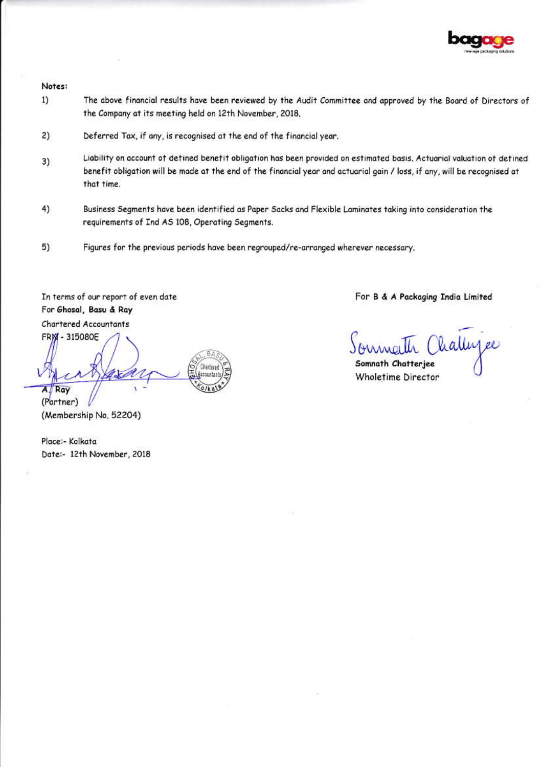**Notes:**

1) The above financial results have been reviewed by the Audit Committee and approved by the Board of Directors of the Company at its meeting held on 12th November, 2018.

2) Deferred Tax, if any, is recognised at the end of the financial year.

3) Liability on account of defined benefit obligation has been provided on estimated basis. Actuarial valuation of defined benefit obligation will be made at the end of the financial year and actuarial gain / loss, if any, will be recognised at that time.

4) Business Segments have been identified as Paper Sacks and Flexible Laminates taking into consideration the requirements of Ind AS 108, Operating Segments.

5) Figures for the previous periods have been regrouped/re-arranged wherever necessary.

In terms of our report of even date
**For Ghosal, Basu & Ray**
Chartered Accountants
FRN - 315080E

A. Ray
(Partner)
(Membership No. 52204)

Place:- Kolkata
Date:- 12th November, 2018

**For B & A Packaging India Limited**

**Somnath Chatterjee**
Wholetime Director